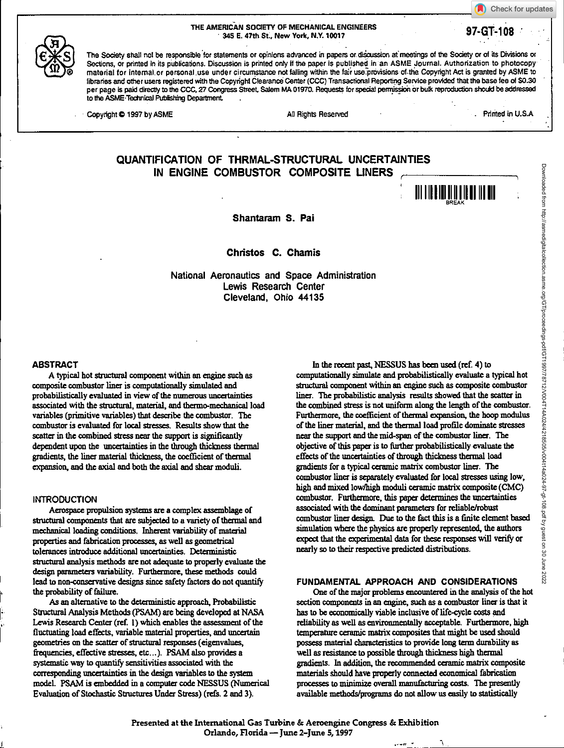THE AMERICAN SOCIETY OF MECHANICAL ENGINEERS
345 E. 47th St., New York, N.Y. 10017

97-GT-108

The Society shall not be responsible for statements or opinions advanced in papers or discussion at meetings of the Society or of its Divisions or Sections, or printed in its publications. Discussion is printed only if the paper is published in an ASME Journal. Authorization to photocopy material for internal or personal use under circumstance not falling within the fair use provisions of the Copyright Act is granted by ASME to libraries and other users registered with the Copyright Clearance Center (CCC) Transactional Reporting Service provided that the base fee of $0.30 per page is paid directly to the CCC, 27 Congress Street, Salem MA 01970. Requests for special permission or bulk reproduction should be addressed to the ASME Technical Publishing Department.

Copyright © 1997 by ASME — All Rights Reserved — Printed in U.S.A

# QUANTIFICATION OF THRMAL-STRUCTURAL UNCERTAINTIES IN ENGINE COMBUSTOR COMPOSITE LINERS

**Shantaram S. Pai**

**Christos C. Chamis**

National Aeronautics and Space Administration
Lewis Research Center
Cleveland, Ohio 44135

## ABSTRACT

A typical hot structural component within an engine such as composite combustor liner is computationally simulated and probabilistically evaluated in view of the numerous uncertainties associated with the structural, material, and thermo-mechanical load variables (primitive variables) that describe the combustor. The combustor is evaluated for local stresses. Results show that the scatter in the combined stress near the support is significantly dependent upon the uncertainties in the through thickness thermal gradients, the liner material thickness, the coefficient of thermal expansion, and the axial and both the axial and shear moduli.

## INTRODUCTION

Aerospace propulsion systems are a complex assemblage of structural components that are subjected to a variety of thermal and mechanical loading conditions. Inherent variability of material properties and fabrication processes, as well as geometrical tolerances introduce additional uncertainties. Deterministic structural analysis methods are not adequate to properly evaluate the design parameters variability. Furthermore, these methods could lead to non-conservative designs since safety factors do not quantify the probability of failure.

As an alternative to the deterministic approach, Probabilistic Structural Analysis Methods (PSAM) are being developed at NASA Lewis Research Center (ref. 1) which enables the assessment of the fluctuating load effects, variable material properties, and uncertain geometries on the scatter of structural responses (eigenvalues, frequencies, effective stresses, etc...). PSAM also provides a systematic way to quantify sensitivities associated with the corresponding uncertainties in the design variables to the system model. PSAM is embedded in a computer code NESSUS (Numerical Evaluation of Stochastic Structures Under Stress) (refs. 2 and 3).

In the recent past, NESSUS has been used (ref. 4) to computationally simulate and probabilistically evaluate a typical hot structural component within an engine such as composite combustor liner. The probabilistic analysis results showed that the scatter in the combined stress is not uniform along the length of the combustor. Furthermore, the coefficient of thermal expansion, the hoop modulus of the liner material, and the thermal load profile dominate stresses near the support and the mid-span of the combustor liner. The objective of this paper is to further probabilistically evaluate the effects of the uncertainties of through thickness thermal load gradients for a typical ceramic matrix combustor liner. The combustor liner is separately evaluated for local stresses using low, high and mixed low/high moduli ceramic matrix composite (CMC) combustor. Furthermore, this paper determines the uncertainties associated with the dominant parameters for reliable/robust combustor liner design. Due to the fact this is a finite element based simulation where the physics are properly represented, the authors expect that the experimental data for these responses will verify or nearly so to their respective predicted distributions.

## FUNDAMENTAL APPROACH AND CONSIDERATIONS

One of the major problems encountered in the analysis of the hot section components in an engine, such as a combustor liner is that it has to be economically viable inclusive of life-cycle costs and reliability as well as environmentally acceptable. Furthermore, high temperature ceramic matrix composites that might be used should possess material characteristics to provide long term durability as well as resistance to possible through thickness high thermal gradients. In addition, the recommended ceramic matrix composite materials should have properly connected economical fabrication processes to minimize overall manufacturing costs. The presently available methods/programs do not allow us easily to statistically

Presented at the International Gas Turbine & Aeroengine Congress & Exhibition
Orlando, Florida — June 2–June 5, 1997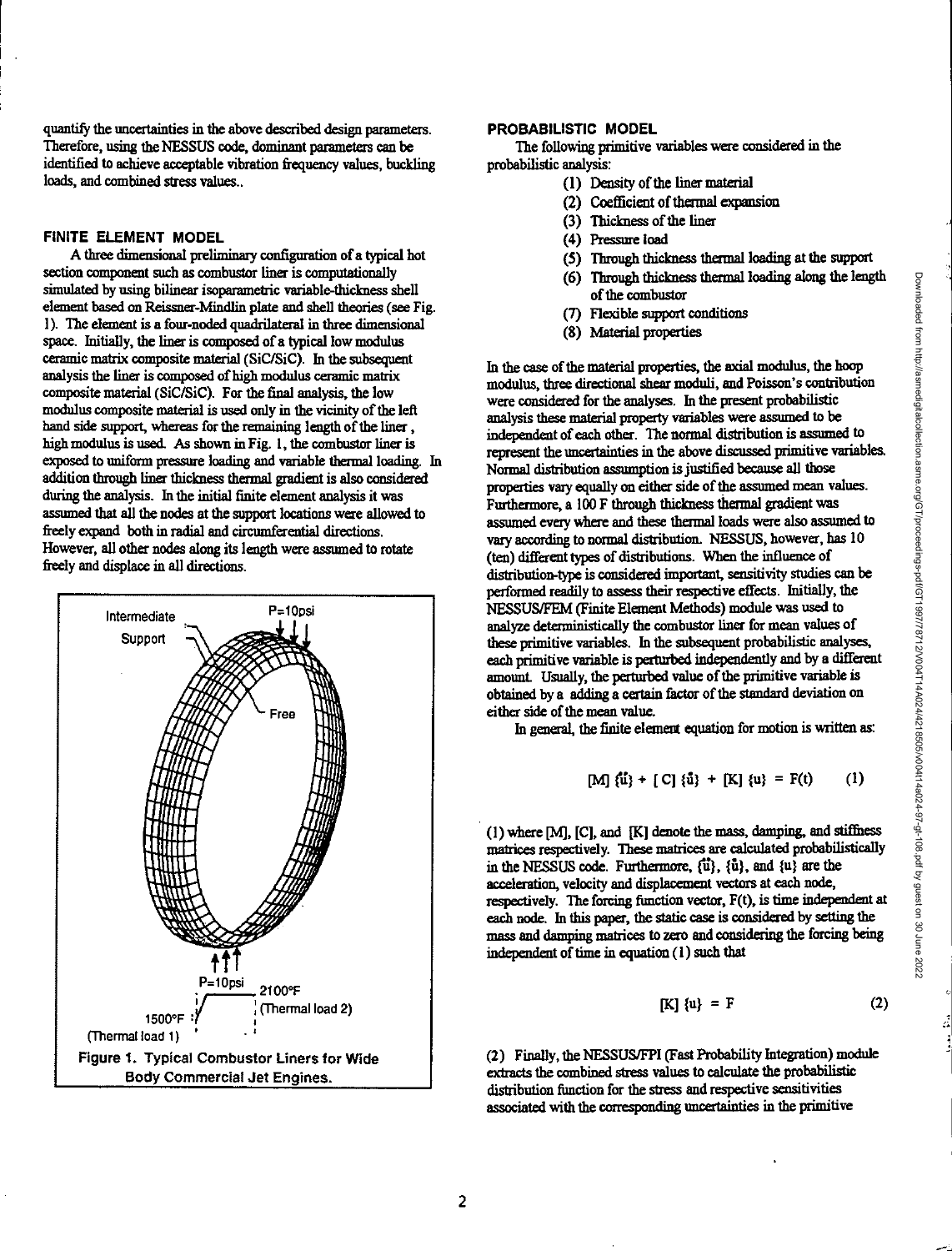quantify the uncertainties in the above described design parameters. Therefore, using the NESSUS code, dominant parameters can be identified to achieve acceptable vibration frequency values, buckling loads, and combined stress values..

## FINITE ELEMENT MODEL

A three dimensional preliminary configuration of a typical hot section component such as combustor liner is computationally simulated by using bilinear isoparametric variable-thickness shell element based on Reissner-Mindlin plate and shell theories (see Fig. 1). The element is a four-noded quadrilateral in three dimensional space. Initially, the liner is composed of a typical low modulus ceramic matrix composite material (SiC/SiC). In the subsequent analysis the liner is composed of high modulus ceramic matrix composite material (SiC/SiC). For the final analysis, the low modulus composite material is used only in the vicinity of the left hand side support, whereas for the remaining length of the liner, high modulus is used. As shown in Fig. 1, the combustor liner is exposed to uniform pressure loading and variable thermal loading. In addition through liner thickness thermal gradient is also considered during the analysis. In the initial finite element analysis it was assumed that all the nodes at the support locations were allowed to freely expand both in radial and circumferential directions. However, all other nodes along its length were assumed to rotate freely and displace in all directions.

Figure 1. Typical Combustor Liners for Wide Body Commercial Jet Engines.

## PROBABILISTIC MODEL

The following primitive variables were considered in the probabilistic analysis:

(1) Density of the liner material
(2) Coefficient of thermal expansion
(3) Thickness of the liner
(4) Pressure load
(5) Through thickness thermal loading at the support
(6) Through thickness thermal loading along the length of the combustor
(7) Flexible support conditions
(8) Material properties

In the case of the material properties, the axial modulus, the hoop modulus, three directional shear moduli, and Poisson's contribution were considered for the analyses. In the present probabilistic analysis these material property variables were assumed to be independent of each other. The normal distribution is assumed to represent the uncertainties in the above discussed primitive variables. Normal distribution assumption is justified because all those properties vary equally on either side of the assumed mean values. Furthermore, a 100 F through thickness thermal gradient was assumed every where and these thermal loads were also assumed to vary according to normal distribution. NESSUS, however, has 10 (ten) different types of distributions. When the influence of distribution-type is considered important, sensitivity studies can be performed readily to assess their respective effects. Initially, the NESSUS/FEM (Finite Element Methods) module was used to analyze deterministically the combustor liner for mean values of these primitive variables. In the subsequent probabilistic analyses, each primitive variable is perturbed independently and by a different amount. Usually, the perturbed value of the primitive variable is obtained by a adding a certain factor of the standard deviation on either side of the mean value.

In general, the finite element equation for motion is written as:

$$[M]\{\ddot{u}\} + [C]\{\dot{u}\} + [K]\{u\} = F(t) \qquad (1)$$

(1) where [M], [C], and [K] denote the mass, damping, and stiffness matrices respectively. These matrices are calculated probabilistically in the NESSUS code. Furthermore, $\{\ddot{u}\}$, $\{\dot{u}\}$, and $\{u\}$ are the acceleration, velocity and displacement vectors at each node, respectively. The forcing function vector, F(t), is time independent at each node. In this paper, the static case is considered by setting the mass and damping matrices to zero and considering the forcing being independent of time in equation (1) such that

$$[K]\{u\} = F \qquad (2)$$

(2) Finally, the NESSUS/FPI (Fast Probability Integration) module extracts the combined stress values to calculate the probabilistic distribution function for the stress and respective sensitivities associated with the corresponding uncertainties in the primitive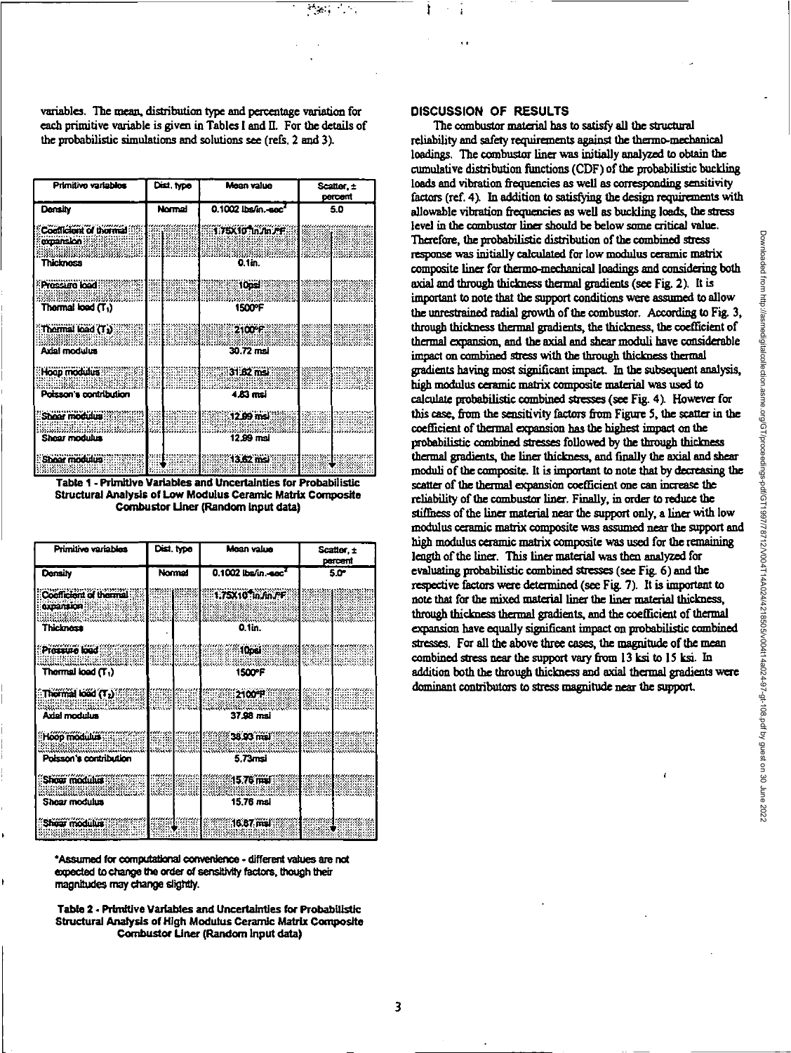variables. The mean, distribution type and percentage variation for each primitive variable is given in Tables I and II. For the details of the probabilistic simulations and solutions see (refs. 2 and 3).

| Primitive variables | Dist. type | Mean value | Scatter, ± percent |
|---|---|---|---|
| Density | Normal | 0.1002 lbs/in.-sec$^2$ | 5.0 |
| Coefficient of thermal expansion | ↓ | 1.75X10$^{-6}$ in./in./°F | ↓ |
| Thickness | | 0.1in. | |
| Pressure load | | 10psi | |
| Thermal load ($T_1$) | | 1500°F | |
| Thermal load ($T_2$) | | 2100°F | |
| Axial modulus | | 30.72 msi | |
| Hoop modulus | | 31.62 msi | |
| Poisson's contribution | | 4.83 msi | |
| Shear modulus | | 12.99 msi | |
| Shear modulus | | 12.99 msi | |
| Shear modulus | | 13.62 msi | |

**Table 1 - Primitive Variables and Uncertainties for Probabilistic Structural Analysis of Low Modulus Ceramic Matrix Composite Combustor Liner (Random input data)**

| Primitive variables | Dist. type | Mean value | Scatter, ± percent |
|---|---|---|---|
| Density | Normal | 0.1002 lbs/in.-sec$^2$ | 5.0* |
| Coefficient of thermal expansion | ↓ | 1.75X10$^{-6}$ in./in./°F | ↓ |
| Thickness | | 0.1in. | |
| Pressure load | | 10psi | |
| Thermal load ($T_1$) | | 1500°F | |
| Thermal load ($T_2$) | | 2100°F | |
| Axial modulus | | 37.98 msi | |
| Hoop modulus | | 38.93 msi | |
| Poisson's contribution | | 5.73msi | |
| Shear modulus | | 15.76 msi | |
| Shear modulus | | 15.76 msi | |
| Shear modulus | | 16.87 msi | |

*Assumed for computational convenience - different values are not expected to change the order of sensitivity factors, though their magnitudes may change slightly.

**Table 2 - Primitive Variables and Uncertainties for Probabilistic Structural Analysis of High Modulus Ceramic Matrix Composite Combustor Liner (Random input data)**

## DISCUSSION OF RESULTS

The combustor material has to satisfy all the structural reliability and safety requirements against the thermo-mechanical loadings. The combustor liner was initially analyzed to obtain the cumulative distribution functions (CDF) of the probabilistic buckling loads and vibration frequencies as well as corresponding sensitivity factors (ref. 4). In addition to satisfying the design requirements with allowable vibration frequencies as well as buckling loads, the stress level in the combustor liner should be below some critical value. Therefore, the probabilistic distribution of the combined stress response was initially calculated for low modulus ceramic matrix composite liner for thermo-mechanical loadings and considering both axial and through thickness thermal gradients (see Fig. 2). It is important to note that the support conditions were assumed to allow the unrestrained radial growth of the combustor. According to Fig. 3, through thickness thermal gradients, the thickness, the coefficient of thermal expansion, and the axial and shear moduli have considerable impact on combined stress with the through thickness thermal gradients having most significant impact. In the subsequent analysis, high modulus ceramic matrix composite material was used to calculate probabilistic combined stresses (see Fig. 4). However for this case, from the sensitivity factors from Figure 5, the scatter in the coefficient of thermal expansion has the highest impact on the probabilistic combined stresses followed by the through thickness thermal gradients, the liner thickness, and finally the axial and shear moduli of the composite. It is important to note that by decreasing the scatter of the thermal expansion coefficient one can increase the reliability of the combustor liner. Finally, in order to reduce the stiffness of the liner material near the support only, a liner with low modulus ceramic matrix composite was assumed near the support and high modulus ceramic matrix composite was used for the remaining length of the liner. This liner material was then analyzed for evaluating probabilistic combined stresses (see Fig. 6) and the respective factors were determined (see Fig. 7). It is important to note that for the mixed material liner the liner material thickness, through thickness thermal gradients, and the coefficient of thermal expansion have equally significant impact on probabilistic combined stresses. For all the above three cases, the magnitude of the mean combined stress near the support vary from 13 ksi to 15 ksi. In addition both the through thickness and axial thermal gradients were dominant contributors to stress magnitude near the support.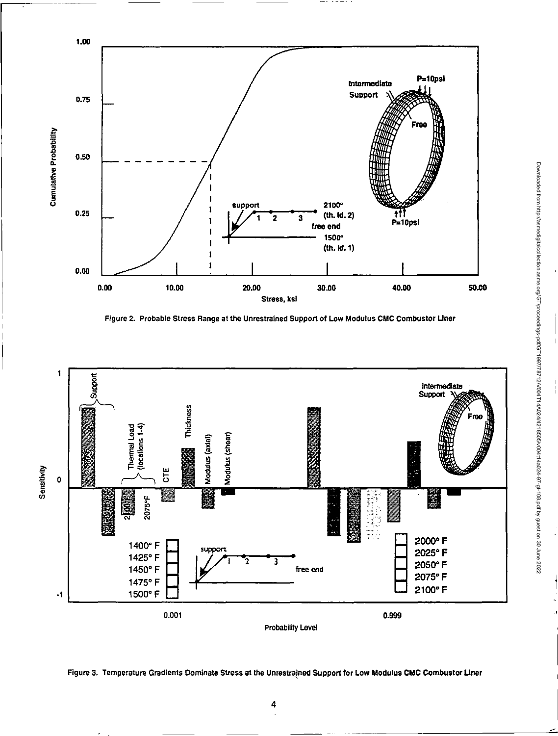Figure 2. Probable Stress Range at the Unrestrained Support of Low Modulus CMC Combustor Liner

Figure 3. Temperature Gradients Dominate Stress at the Unrestrained Support for Low Modulus CMC Combustor Liner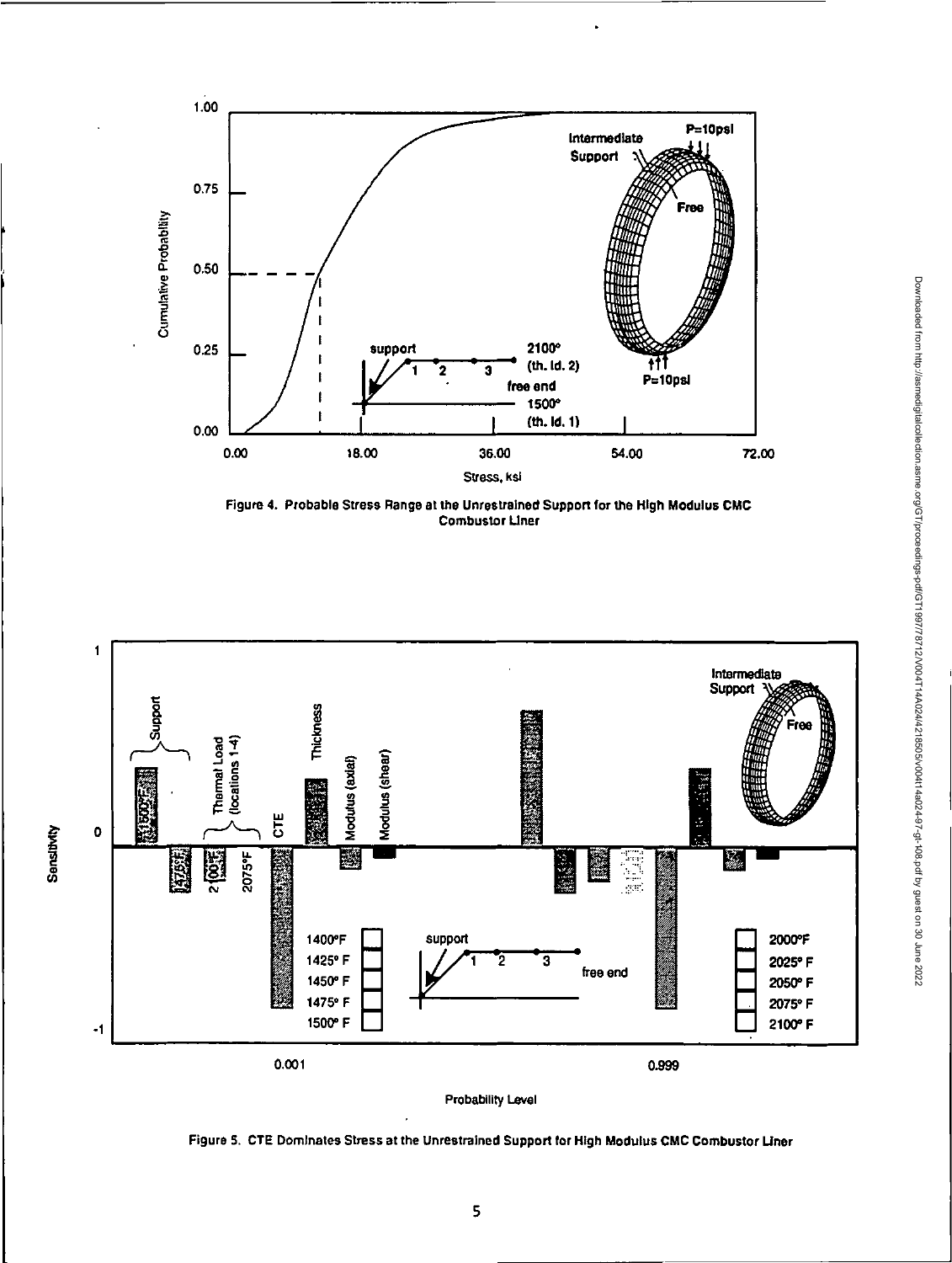Figure 4. Probable Stress Range at the Unrestrained Support for the High Modulus CMC Combustor Liner

Figure 5. CTE Dominates Stress at the Unrestrained Support for High Modulus CMC Combustor Liner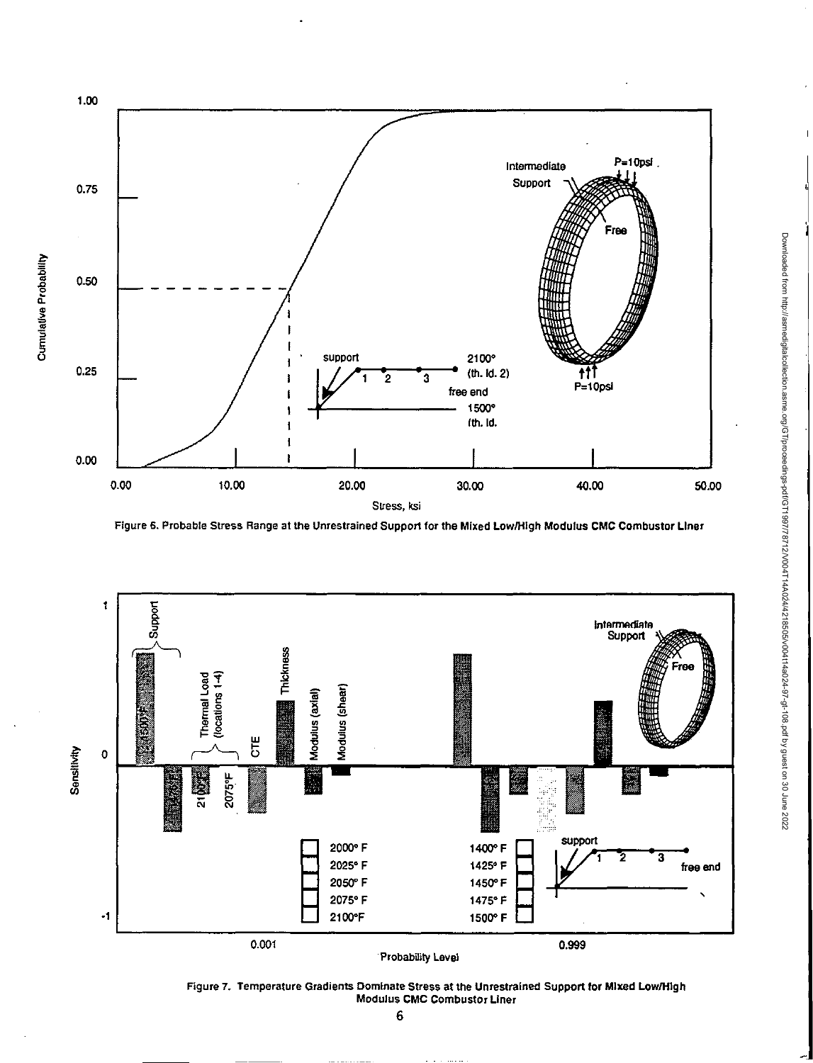Figure 6. Probable Stress Range at the Unrestrained Support for the Mixed Low/High Modulus CMC Combustor Liner

Figure 7. Temperature Gradients Dominate Stress at the Unrestrained Support for Mixed Low/High Modulus CMC Combustor Liner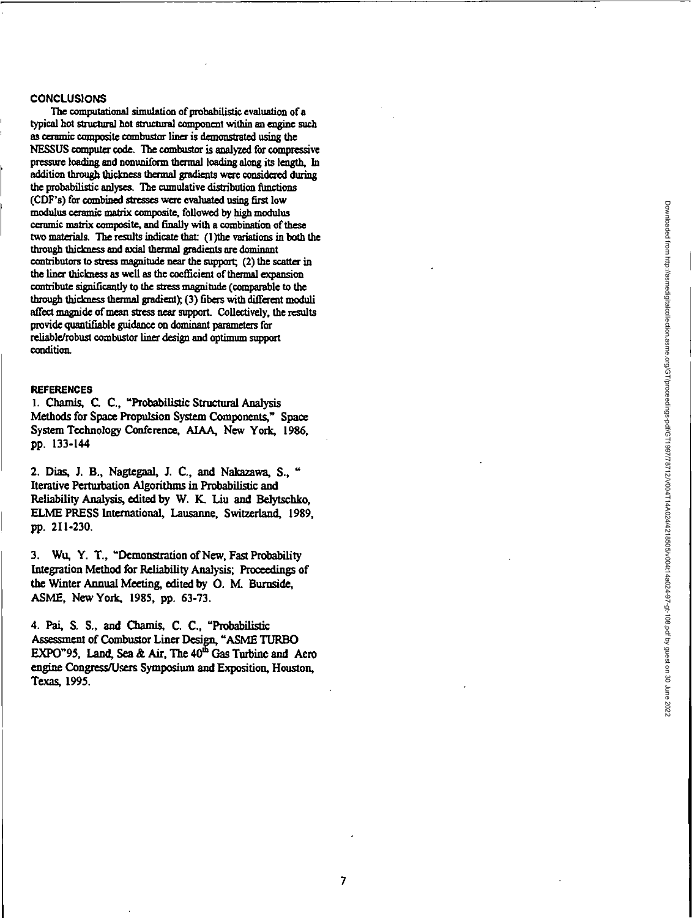## CONCLUSIONS

The computational simulation of probabilistic evaluation of a typical hot structural hot structural component within an engine such as ceramic composite combustor liner is demonstrated using the NESSUS computer code. The combustor is analyzed for compressive pressure loading and nonuniform thermal loading along its length, In addition through thickness thermal gradients were considered during the probabilistic anlyses. The cumulative distribution functions (CDF's) for combined stresses were evaluated using first low modulus ceramic matrix composite, followed by high modulus ceramic matrix composite, and finally with a combination of these two materials. The results indicate that: (1)the variations in both the through thickness and axial thermal gradients are dominant contributors to stress magnitude near the support; (2) the scatter in the liner thickness as well as the coefficient of thermal expansion contribute significantly to the stress magnitude (comparable to the through thickness thermal gradient); (3) fibers with different moduli affect magnide of mean stress near support. Collectively, the results provide quantifiable guidance on dominant parameters for reliable/robust combustor liner design and optimum support condition.

## REFERENCES

1. Chamis, C. C., "Probabilistic Structural Analysis Methods for Space Propulsion System Components," Space System Technology Conference, AIAA, New York, 1986, pp. 133-144

2. Dias, J. B., Nagtegaal, J. C., and Nakazawa, S., " Iterative Perturbation Algorithms in Probabilistic and Reliability Analysis, edited by W. K. Liu and Belytschko, ELME PRESS International, Lausanne, Switzerland, 1989, pp. 211-230.

3. Wu, Y. T., "Demonstration of New, Fast Probability Integration Method for Reliability Analysis; Proceedings of the Winter Annual Meeting, edited by O. M. Burnside, ASME, New York, 1985, pp. 63-73.

4. Pai, S. S., and Chamis, C. C., "Probabilistic Assessment of Combustor Liner Design, "ASME TURBO EXPO"95, Land, Sea & Air, The 40th Gas Turbine and Aero engine Congress/Users Symposium and Exposition, Houston, Texas, 1995.